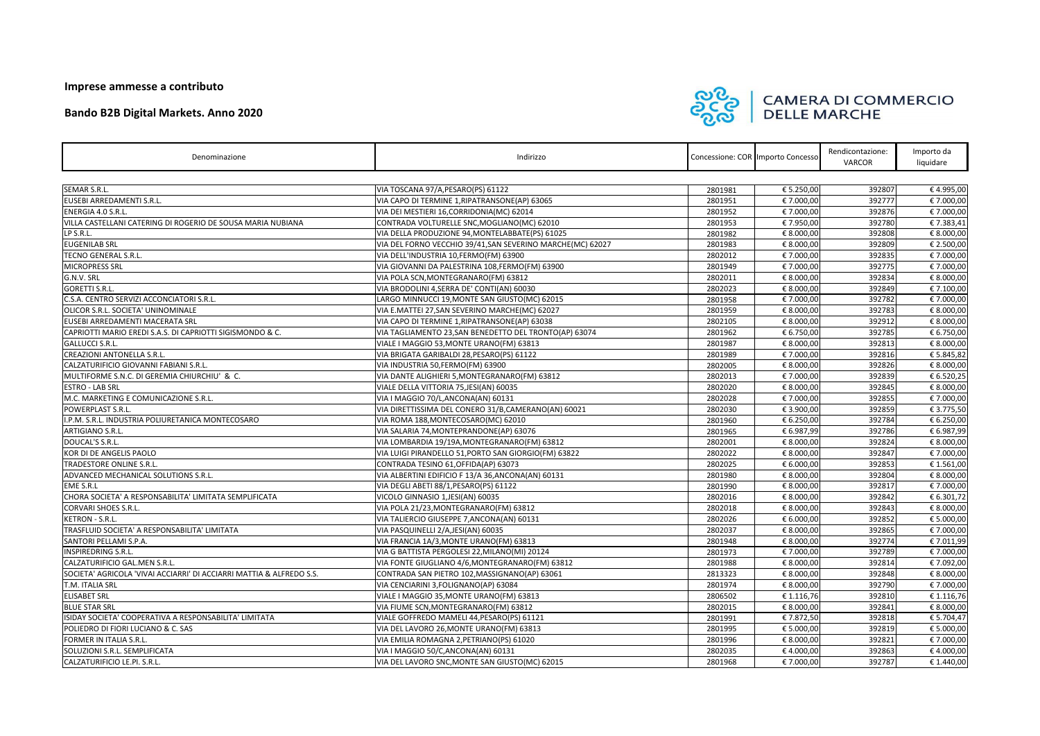**Imprese ammesse a contributo**

**Bando B2B Digital Markets. Anno 2020**

CAMERA DI COMMERCIO DELLE MARCHE

| Denominazione | Indirizzo | Concessione: COR | Importo Concesso | Rendicontazione: VARCOR | Importo da liquidare |
|---|---|---|---|---|---|
| SEMAR S.R.L. | VIA TOSCANA 97/A,PESARO(PS) 61122 | 2801981 | € 5.250,00 | 392807 | € 4.995,00 |
| EUSEBI ARREDAMENTI S.R.L. | VIA CAPO DI TERMINE 1,RIPATRANSONE(AP) 63065 | 2801951 | € 7.000,00 | 392777 | € 7.000,00 |
| ENERGIA 4.0 S.R.L. | VIA DEI MESTIERI 16,CORRIDONIA(MC) 62014 | 2801952 | € 7.000,00 | 392876 | € 7.000,00 |
| VILLA CASTELLANI CATERING DI ROGERIO DE SOUSA MARIA NUBIANA | CONTRADA VOLTURELLE SNC,MOGLIANO(MC) 62010 | 2801953 | € 7.950,00 | 392780 | € 7.383,41 |
| LP S.R.L. | VIA DELLA PRODUZIONE 94,MONTELABBATE(PS) 61025 | 2801982 | € 8.000,00 | 392808 | € 8.000,00 |
| EUGENILAB SRL | VIA DEL FORNO VECCHIO 39/41,SAN SEVERINO MARCHE(MC) 62027 | 2801983 | € 8.000,00 | 392809 | € 2.500,00 |
| TECNO GENERAL S.R.L. | VIA DELL'INDUSTRIA 10,FERMO(FM) 63900 | 2802012 | € 7.000,00 | 392835 | € 7.000,00 |
| MICROPRESS SRL | VIA GIOVANNI DA PALESTRINA 108,FERMO(FM) 63900 | 2801949 | € 7.000,00 | 392775 | € 7.000,00 |
| G.N.V. SRL | VIA POLA SCN,MONTEGRANARO(FM) 63812 | 2802011 | € 8.000,00 | 392834 | € 8.000,00 |
| GORETTI S.R.L. | VIA BRODOLINI 4,SERRA DE' CONTI(AN) 60030 | 2802023 | € 8.000,00 | 392849 | € 7.100,00 |
| C.S.A. CENTRO SERVIZI ACCONCIATORI S.R.L. | LARGO MINNUCCI 19,MONTE SAN GIUSTO(MC) 62015 | 2801958 | € 7.000,00 | 392782 | € 7.000,00 |
| OLICOR S.R.L. SOCIETA' UNINOMINALE | VIA E.MATTEI 27,SAN SEVERINO MARCHE(MC) 62027 | 2801959 | € 8.000,00 | 392783 | € 8.000,00 |
| EUSEBI ARREDAMENTI MACERATA SRL | VIA CAPO DI TERMINE 1,RIPATRANSONE(AP) 63038 | 2802105 | € 8.000,00 | 392912 | € 8.000,00 |
| CAPRIOTTI MARIO EREDI S.A.S. DI CAPRIOTTI SIGISMONDO & C. | VIA TAGLIAMENTO 23,SAN BENEDETTO DEL TRONTO(AP) 63074 | 2801962 | € 6.750,00 | 392785 | € 6.750,00 |
| GALLUCCI S.R.L. | VIALE I MAGGIO 53,MONTE URANO(FM) 63813 | 2801987 | € 8.000,00 | 392813 | € 8.000,00 |
| CREAZIONI ANTONELLA S.R.L. | VIA BRIGATA GARIBALDI 28,PESARO(PS) 61122 | 2801989 | € 7.000,00 | 392816 | € 5.845,82 |
| CALZATURIFICIO GIOVANNI FABIANI S.R.L. | VIA INDUSTRIA 50,FERMO(FM) 63900 | 2802005 | € 8.000,00 | 392826 | € 8.000,00 |
| MULTIFORME S.N.C. DI GEREMIA CHIURCHIU' & C. | VIA DANTE ALIGHIERI 5,MONTEGRANARO(FM) 63812 | 2802013 | € 7.000,00 | 392839 | € 6.520,25 |
| ESTRO - LAB SRL | VIALE DELLA VITTORIA 75,JESI(AN) 60035 | 2802020 | € 8.000,00 | 392845 | € 8.000,00 |
| M.C. MARKETING E COMUNICAZIONE S.R.L. | VIA I MAGGIO 70/L,ANCONA(AN) 60131 | 2802028 | € 7.000,00 | 392855 | € 7.000,00 |
| POWERPLAST S.R.L. | VIA DIRETTISSIMA DEL CONERO 31/B,CAMERANO(AN) 60021 | 2802030 | € 3.900,00 | 392859 | € 3.775,50 |
| I.P.M. S.R.L. INDUSTRIA POLIURETANICA MONTECOSARO | VIA ROMA 188,MONTECOSARO(MC) 62010 | 2801960 | € 6.250,00 | 392784 | € 6.250,00 |
| ARTIGIANO S.R.L. | VIA SALARIA 74,MONTEPRANDONE(AP) 63076 | 2801965 | € 6.987,99 | 392786 | € 6.987,99 |
| DOUCAL'S S.R.L. | VIA LOMBARDIA 19/19A,MONTEGRANARO(FM) 63812 | 2802001 | € 8.000,00 | 392824 | € 8.000,00 |
| KOR DI DE ANGELIS PAOLO | VIA LUIGI PIRANDELLO 51,PORTO SAN GIORGIO(FM) 63822 | 2802022 | € 8.000,00 | 392847 | € 7.000,00 |
| TRADESTORE ONLINE S.R.L. | CONTRADA TESINO 61,OFFIDA(AP) 63073 | 2802025 | € 6.000,00 | 392853 | € 1.561,00 |
| ADVANCED MECHANICAL SOLUTIONS S.R.L. | VIA ALBERTINI EDIFICIO F 13/A 36,ANCONA(AN) 60131 | 2801980 | € 8.000,00 | 392804 | € 8.000,00 |
| EME S.R.L | VIA DEGLI ABETI 88/1,PESARO(PS) 61122 | 2801990 | € 8.000,00 | 392817 | € 7.000,00 |
| CHORA SOCIETA' A RESPONSABILITA' LIMITATA SEMPLIFICATA | VICOLO GINNASIO 1,JESI(AN) 60035 | 2802016 | € 8.000,00 | 392842 | € 6.301,72 |
| CORVARI SHOES S.R.L. | VIA POLA 21/23,MONTEGRANARO(FM) 63812 | 2802018 | € 8.000,00 | 392843 | € 8.000,00 |
| KETRON - S.R.L. | VIA TALIERCIO GIUSEPPE 7,ANCONA(AN) 60131 | 2802026 | € 6.000,00 | 392852 | € 5.000,00 |
| TRASFLUID SOCIETA' A RESPONSABILITA' LIMITATA | VIA PASQUINELLI 2/A,JESI(AN) 60035 | 2802037 | € 8.000,00 | 392865 | € 7.000,00 |
| SANTORI PELLAMI S.P.A. | VIA FRANCIA 1A/3,MONTE URANO(FM) 63813 | 2801948 | € 8.000,00 | 392774 | € 7.011,99 |
| INSPIREDRING S.R.L. | VIA G BATTISTA PERGOLESI 22,MILANO(MI) 20124 | 2801973 | € 7.000,00 | 392789 | € 7.000,00 |
| CALZATURIFICIO GAL.MEN S.R.L. | VIA FONTE GIUGLIANO 4/6,MONTEGRANARO(FM) 63812 | 2801988 | € 8.000,00 | 392814 | € 7.092,00 |
| SOCIETA' AGRICOLA 'VIVAI ACCIARRI' DI ACCIARRI MATTIA & ALFREDO S.S. | CONTRADA SAN PIETRO 102,MASSIGNANO(AP) 63061 | 2813323 | € 8.000,00 | 392848 | € 8.000,00 |
| T.M. ITALIA SRL | VIA CENCIARINI 3,FOLIGNANO(AP) 63084 | 2801974 | € 8.000,00 | 392790 | € 7.000,00 |
| ELISABET SRL | VIALE I MAGGIO 35,MONTE URANO(FM) 63813 | 2806502 | € 1.116,76 | 392810 | € 1.116,76 |
| BLUE STAR SRL | VIA FIUME SCN,MONTEGRANARO(FM) 63812 | 2802015 | € 8.000,00 | 392841 | € 8.000,00 |
| ISIDAY SOCIETA' COOPERATIVA A RESPONSABILITA' LIMITATA | VIALE GOFFREDO MAMELI 44,PESARO(PS) 61121 | 2801991 | € 7.872,50 | 392818 | € 5.704,47 |
| POLIEDRO DI FIORI LUCIANO & C. SAS | VIA DEL LAVORO 26,MONTE URANO(FM) 63813 | 2801995 | € 5.000,00 | 392819 | € 5.000,00 |
| FORMER IN ITALIA S.R.L. | VIA EMILIA ROMAGNA 2,PETRIANO(PS) 61020 | 2801996 | € 8.000,00 | 392821 | € 7.000,00 |
| SOLUZIONI S.R.L. SEMPLIFICATA | VIA I MAGGIO 50/C,ANCONA(AN) 60131 | 2802035 | € 4.000,00 | 392863 | € 4.000,00 |
| CALZATURIFICIO LE.PI. S.R.L. | VIA DEL LAVORO SNC,MONTE SAN GIUSTO(MC) 62015 | 2801968 | € 7.000,00 | 392787 | € 1.440,00 |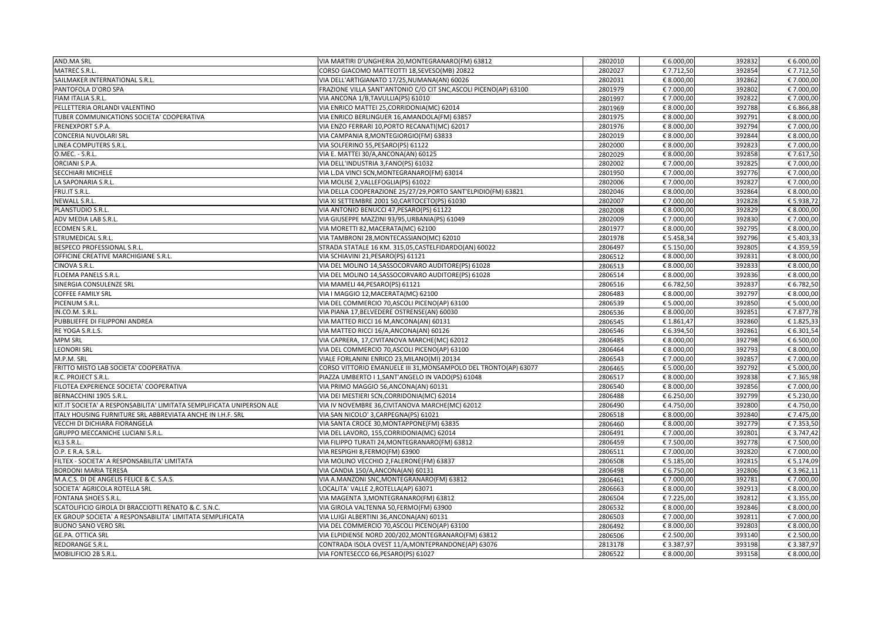| AND.MA SRL | VIA MARTIRI D'UNGHERIA 20,MONTEGRANARO(FM) 63812 | 2802010 | € 6.000,00 | 392832 | € 6.000,00 |
|---|---|---|---|---|---|
| MATREC S.R.L. | CORSO GIACOMO MATTEOTTI 18,SEVESO(MB) 20822 | 2802027 | € 7.712,50 | 392854 | € 7.712,50 |
| SAILMAKER INTERNATIONAL S.R.L. | VIA DELL'ARTIGIANATO 17/25,NUMANA(AN) 60026 | 2802031 | € 8.000,00 | 392862 | € 7.000,00 |
| PANTOFOLA D'ORO SPA | FRAZIONE VILLA SANT'ANTONIO C/O CIT SNC,ASCOLI PICENO(AP) 63100 | 2801979 | € 7.000,00 | 392802 | € 7.000,00 |
| FIAM ITALIA S.R.L. | VIA ANCONA 1/B,TAVULLIA(PS) 61010 | 2801997 | € 7.000,00 | 392822 | € 7.000,00 |
| PELLETTERIA ORLANDI VALENTINO | VIA ENRICO MATTEI 25,CORRIDONIA(MC) 62014 | 2801969 | € 8.000,00 | 392788 | € 6.866,88 |
| TUBER COMMUNICATIONS SOCIETA' COOPERATIVA | VIA ENRICO BERLINGUER 16,AMANDOLA(FM) 63857 | 2801975 | € 8.000,00 | 392791 | € 8.000,00 |
| FRENEXPORT S.P.A. | VIA ENZO FERRARI 10,PORTO RECANATI(MC) 62017 | 2801976 | € 8.000,00 | 392794 | € 7.000,00 |
| CONCERIA NUVOLARI SRL | VIA CAMPANIA 8,MONTEGIORGIO(FM) 63833 | 2802019 | € 8.000,00 | 392844 | € 8.000,00 |
| LINEA COMPUTERS S.R.L. | VIA SOLFERINO 55,PESARO(PS) 61122 | 2802000 | € 8.000,00 | 392823 | € 7.000,00 |
| O.MEC. - S.R.L. | VIA E. MATTEI 30/A,ANCONA(AN) 60125 | 2802029 | € 8.000,00 | 392858 | € 7.617,50 |
| ORCIANI S.P.A. | VIA DELL'INDUSTRIA 3,FANO(PS) 61032 | 2802002 | € 7.000,00 | 392825 | € 7.000,00 |
| SECCHIARI MICHELE | VIA L.DA VINCI SCN,MONTEGRANARO(FM) 63014 | 2801950 | € 7.000,00 | 392776 | € 7.000,00 |
| LA SAPONARIA S.R.L. | VIA MOLISE 2,VALLEFOGLIA(PS) 61022 | 2802006 | € 7.000,00 | 392827 | € 7.000,00 |
| FRU.IT S.R.L. | VIA DELLA COOPERAZIONE 25/27/29,PORTO SANT'ELPIDIO(FM) 63821 | 2802046 | € 8.000,00 | 392864 | € 8.000,00 |
| NEWALL S.R.L. | VIA XI SETTEMBRE 2001 50,CARTOCETO(PS) 61030 | 2802007 | € 7.000,00 | 392828 | € 5.938,72 |
| PLANSTUDIO S.R.L. | VIA ANTONIO BENUCCI 47,PESARO(PS) 61122 | 2802008 | € 8.000,00 | 392829 | € 8.000,00 |
| ADV MEDIA LAB S.R.L. | VIA GIUSEPPE MAZZINI 93/95,URBANIA(PS) 61049 | 2802009 | € 7.000,00 | 392830 | € 7.000,00 |
| ECOMEN S.R.L. | VIA MORETTI 82,MACERATA(MC) 62100 | 2801977 | € 8.000,00 | 392795 | € 8.000,00 |
| STRUMEDICAL S.R.L. | VIA TAMBRONI 28,MONTECASSIANO(MC) 62010 | 2801978 | € 5.458,34 | 392796 | € 5.403,33 |
| BESPECO PROFESSIONAL S.R.L. | STRADA STATALE 16 KM. 315,05,CASTELFIDARDO(AN) 60022 | 2806497 | € 5.150,00 | 392805 | € 4.359,59 |
| OFFICINE CREATIVE MARCHIGIANE S.R.L. | VIA SCHIAVINI 21,PESARO(PS) 61121 | 2806512 | € 8.000,00 | 392831 | € 8.000,00 |
| CINOVA S.R.L. | VIA DEL MOLINO 14,SASSOCORVARO AUDITORE(PS) 61028 | 2806513 | € 8.000,00 | 392833 | € 8.000,00 |
| FLOEMA PANELS S.R.L. | VIA DEL MOLINO 14,SASSOCORVARO AUDITORE(PS) 61028 | 2806514 | € 8.000,00 | 392836 | € 8.000,00 |
| SINERGIA CONSULENZE SRL | VIA MAMELI 44,PESARO(PS) 61121 | 2806516 | € 6.782,50 | 392837 | € 6.782,50 |
| COFFEE FAMILY SRL | VIA I MAGGIO 12,MACERATA(MC) 62100 | 2806483 | € 8.000,00 | 392797 | € 8.000,00 |
| PICENUM S.R.L. | VIA DEL COMMERCIO 70,ASCOLI PICENO(AP) 63100 | 2806539 | € 5.000,00 | 392850 | € 5.000,00 |
| IN.CO.M. S.R.L. | VIA PIANA 17,BELVEDERE OSTRENSE(AN) 60030 | 2806536 | € 8.000,00 | 392851 | € 7.877,78 |
| PUBBLIEFFE DI FILIPPONI ANDREA | VIA MATTEO RICCI 16 M,ANCONA(AN) 60131 | 2806545 | € 1.861,47 | 392860 | € 1.825,33 |
| RE YOGA S.R.L.S. | VIA MATTEO RICCI 16/A,ANCONA(AN) 60126 | 2806546 | € 6.394,50 | 392861 | € 6.301,54 |
| MPM SRL | VIA CAPRERA, 17,CIVITANOVA MARCHE(MC) 62012 | 2806485 | € 8.000,00 | 392798 | € 6.500,00 |
| LEONORI SRL | VIA DEL COMMERCIO 70,ASCOLI PICENO(AP) 63100 | 2806464 | € 8.000,00 | 392793 | € 8.000,00 |
| M.P.M. SRL | VIALE FORLANINI ENRICO 23,MILANO(MI) 20134 | 2806543 | € 7.000,00 | 392857 | € 7.000,00 |
| FRITTO MISTO LAB SOCIETA' COOPERATIVA | CORSO VITTORIO EMANUELE III 31,MONSAMPOLO DEL TRONTO(AP) 63077 | 2806465 | € 5.000,00 | 392792 | € 5.000,00 |
| R.C. PROJECT S.R.L. | PIAZZA UMBERTO I 1,SANT'ANGELO IN VADO(PS) 61048 | 2806517 | € 8.000,00 | 392838 | € 7.365,98 |
| FILOTEA EXPERIENCE SOCIETA' COOPERATIVA | VIA PRIMO MAGGIO 56,ANCONA(AN) 60131 | 2806540 | € 8.000,00 | 392856 | € 7.000,00 |
| BERNACCHINI 1905 S.R.L. | VIA DEI MESTIERI SCN,CORRIDONIA(MC) 62014 | 2806488 | € 6.250,00 | 392799 | € 5.230,00 |
| KIT.IT SOCIETA' A RESPONSABILITA' LIMITATA SEMPLIFICATA UNIPERSON ALE | VIA IV NOVEMBRE 36,CIVITANOVA MARCHE(MC) 62012 | 2806490 | € 4.750,00 | 392800 | € 4.750,00 |
| ITALY HOUSING FURNITURE SRL ABBREVIATA ANCHE IN I.H.F. SRL | VIA SAN NICOLO' 3,CARPEGNA(PS) 61021 | 2806518 | € 8.000,00 | 392840 | € 7.475,00 |
| VECCHI DI DICHIARA FIORANGELA | VIA SANTA CROCE 30,MONTAPPONE(FM) 63835 | 2806460 | € 8.000,00 | 392779 | € 7.353,50 |
| GRUPPO MECCANICHE LUCIANI S.R.L. | VIA DEL LAVORO, 155,CORRIDONIA(MC) 62014 | 2806491 | € 7.000,00 | 392801 | € 3.747,42 |
| KL3 S.R.L. | VIA FILIPPO TURATI 24,MONTEGRANARO(FM) 63812 | 2806459 | € 7.500,00 | 392778 | € 7.500,00 |
| O.P. E R.A. S.R.L. | VIA RESPIGHI 8,FERMO(FM) 63900 | 2806511 | € 7.000,00 | 392820 | € 7.000,00 |
| FILTEX - SOCIETA' A RESPONSABILITA' LIMITATA | VIA MOLINO VECCHIO 2,FALERONE(FM) 63837 | 2806508 | € 5.185,00 | 392815 | € 5.174,09 |
| BORDONI MARIA TERESA | VIA CANDIA 150/A,ANCONA(AN) 60131 | 2806498 | € 6.750,00 | 392806 | € 3.962,11 |
| M.A.C.S. DI DE ANGELIS FELICE & C. S.A.S. | VIA A.MANZONI SNC,MONTEGRANARO(FM) 63812 | 2806461 | € 7.000,00 | 392781 | € 7.000,00 |
| SOCIETA' AGRICOLA ROTELLA SRL | LOCALITA' VALLE 2,ROTELLA(AP) 63071 | 2806663 | € 8.000,00 | 392913 | € 8.000,00 |
| FONTANA SHOES S.R.L. | VIA MAGENTA 3,MONTEGRANARO(FM) 63812 | 2806504 | € 7.225,00 | 392812 | € 3.355,00 |
| SCATOLIFICIO GIROLA DI BRACCIOTTI RENATO & C. S.N.C. | VIA GIROLA VALTENNA 50,FERMO(FM) 63900 | 2806532 | € 8.000,00 | 392846 | € 8.000,00 |
| EK GROUP SOCIETA' A RESPONSABILITA' LIMITATA SEMPLIFICATA | VIA LUIGI ALBERTINI 36,ANCONA(AN) 60131 | 2806503 | € 7.000,00 | 392811 | € 7.000,00 |
| BUONO SANO VERO SRL | VIA DEL COMMERCIO 70,ASCOLI PICENO(AP) 63100 | 2806492 | € 8.000,00 | 392803 | € 8.000,00 |
| GE.PA. OTTICA SRL | VIA ELPIDIENSE NORD 200/202,MONTEGRANARO(FM) 63812 | 2806506 | € 2.500,00 | 393140 | € 2.500,00 |
| REDORANGE S.R.L. | CONTRADA ISOLA OVEST 11/A,MONTEPRANDONE(AP) 63076 | 2813178 | € 3.387,97 | 393198 | € 3.387,97 |
| MOBILIFICIO 2B S.R.L. | VIA FONTESECCO 66,PESARO(PS) 61027 | 2806522 | € 8.000,00 | 393158 | € 8.000,00 |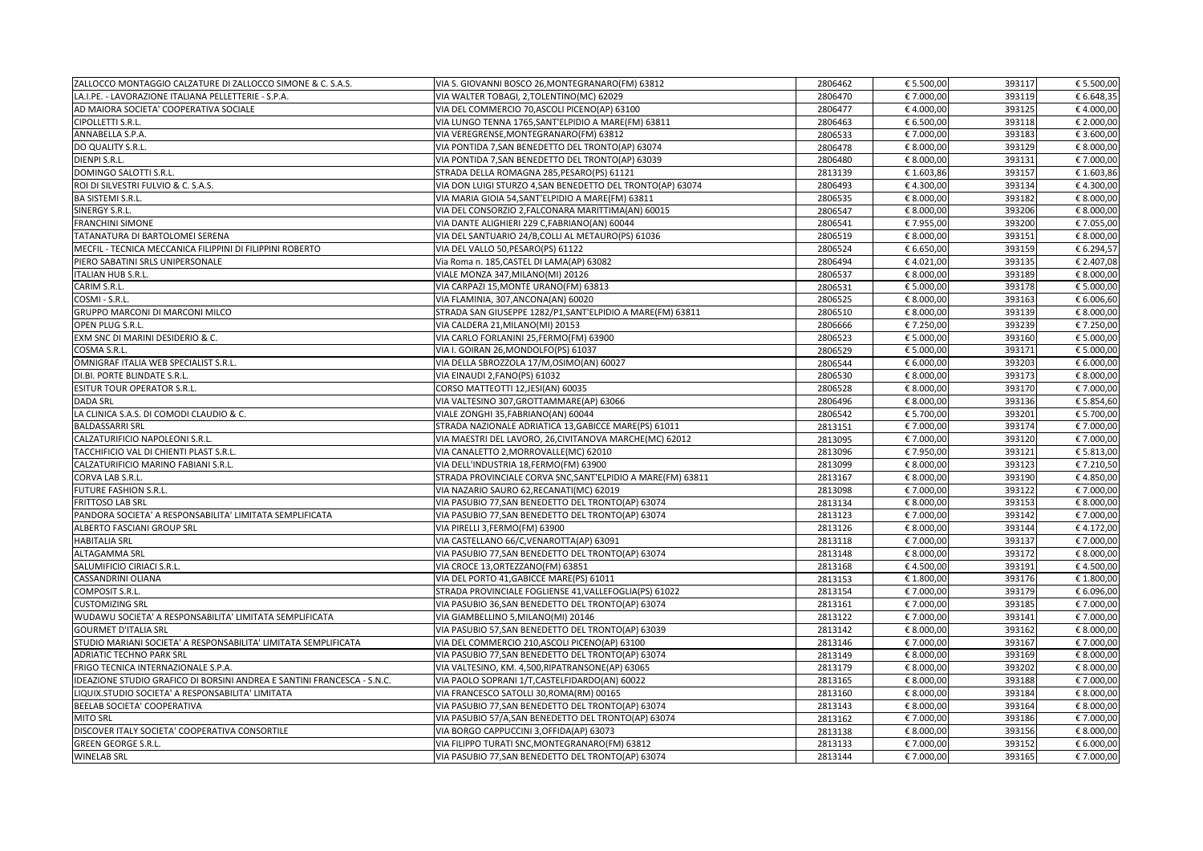| | | | | | |
|---|---|---|---|---|---|
| ZALLOCCO MONTAGGIO CALZATURE DI ZALLOCCO SIMONE & C. S.A.S. | VIA S. GIOVANNI BOSCO 26,MONTEGRANARO(FM) 63812 | 2806462 | € 5.500,00 | 393117 | € 5.500,00 |
| LA.I.PE. - LAVORAZIONE ITALIANA PELLETTERIE - S.P.A. | VIA WALTER TOBAGI, 2,TOLENTINO(MC) 62029 | 2806470 | € 7.000,00 | 393119 | € 6.648,35 |
| AD MAIORA SOCIETA' COOPERATIVA SOCIALE | VIA DEL COMMERCIO 70,ASCOLI PICENO(AP) 63100 | 2806477 | € 4.000,00 | 393125 | € 4.000,00 |
| CIPOLLETTI S.R.L. | VIA LUNGO TENNA 1765,SANT'ELPIDIO A MARE(FM) 63811 | 2806463 | € 6.500,00 | 393118 | € 2.000,00 |
| ANNABELLA S.P.A. | VIA VEREGRENSE,MONTEGRANARO(FM) 63812 | 2806533 | € 7.000,00 | 393183 | € 3.600,00 |
| DO QUALITY S.R.L. | VIA PONTIDA 7,SAN BENEDETTO DEL TRONTO(AP) 63074 | 2806478 | € 8.000,00 | 393129 | € 8.000,00 |
| DIENPI S.R.L. | VIA PONTIDA 7,SAN BENEDETTO DEL TRONTO(AP) 63039 | 2806480 | € 8.000,00 | 393131 | € 7.000,00 |
| DOMINGO SALOTTI S.R.L. | STRADA DELLA ROMAGNA 285,PESARO(PS) 61121 | 2813139 | € 1.603,86 | 393157 | € 1.603,86 |
| ROI DI SILVESTRI FULVIO & C. S.A.S. | VIA DON LUIGI STURZO 4,SAN BENEDETTO DEL TRONTO(AP) 63074 | 2806493 | € 4.300,00 | 393134 | € 4.300,00 |
| BA SISTEMI S.R.L. | VIA MARIA GIOIA 54,SANT'ELPIDIO A MARE(FM) 63811 | 2806535 | € 8.000,00 | 393182 | € 8.000,00 |
| SINERGY S.R.L. | VIA DEL CONSORZIO 2,FALCONARA MARITTIMA(AN) 60015 | 2806547 | € 8.000,00 | 393206 | € 8.000,00 |
| FRANCHINI SIMONE | VIA DANTE ALIGHIERI 229 C,FABRIANO(AN) 60044 | 2806541 | € 7.955,00 | 393200 | € 7.055,00 |
| TATANATURA DI BARTOLOMEI SERENA | VIA DEL SANTUARIO 24/B,COLLI AL METAURO(PS) 61036 | 2806519 | € 8.000,00 | 393151 | € 8.000,00 |
| MECFIL - TECNICA MECCANICA FILIPPINI DI FILIPPINI ROBERTO | VIA DEL VALLO 50,PESARO(PS) 61122 | 2806524 | € 6.650,00 | 393159 | € 6.294,57 |
| PIERO SABATINI SRLS UNIPERSONALE | Via Roma n. 185,CASTEL DI LAMA(AP) 63082 | 2806494 | € 4.021,00 | 393135 | € 2.407,08 |
| ITALIAN HUB S.R.L. | VIALE MONZA 347,MILANO(MI) 20126 | 2806537 | € 8.000,00 | 393189 | € 8.000,00 |
| CARIM S.R.L. | VIA CARPAZI 15,MONTE URANO(FM) 63813 | 2806531 | € 5.000,00 | 393178 | € 5.000,00 |
| COSMI - S.R.L. | VIA FLAMINIA, 307,ANCONA(AN) 60020 | 2806525 | € 8.000,00 | 393163 | € 6.006,60 |
| GRUPPO MARCONI DI MARCONI MILCO | STRADA SAN GIUSEPPE 1282/P1,SANT'ELPIDIO A MARE(FM) 63811 | 2806510 | € 8.000,00 | 393139 | € 8.000,00 |
| OPEN PLUG S.R.L. | VIA CALDERA 21,MILANO(MI) 20153 | 2806666 | € 7.250,00 | 393239 | € 7.250,00 |
| EXM SNC DI MARINI DESIDERIO & C. | VIA CARLO FORLANINI 25,FERMO(FM) 63900 | 2806523 | € 5.000,00 | 393160 | € 5.000,00 |
| COSMA S.R.L. | VIA I. GOIRAN 26,MONDOLFO(PS) 61037 | 2806529 | € 5.000,00 | 393171 | € 5.000,00 |
| OMNIGRAF ITALIA WEB SPECIALIST S.R.L. | VIA DELLA SBROZZOLA 17/M,OSIMO(AN) 60027 | 2806544 | € 6.000,00 | 393203 | € 6.000,00 |
| DI.BI. PORTE BLINDATE S.R.L. | VIA EINAUDI 2,FANO(PS) 61032 | 2806530 | € 8.000,00 | 393173 | € 8.000,00 |
| ESITUR TOUR OPERATOR S.R.L. | CORSO MATTEOTTI 12,JESI(AN) 60035 | 2806528 | € 8.000,00 | 393170 | € 7.000,00 |
| DADA SRL | VIA VALTESINO 307,GROTTAMMARE(AP) 63066 | 2806496 | € 8.000,00 | 393136 | € 5.854,60 |
| LA CLINICA S.A.S. DI COMODI CLAUDIO & C. | VIALE ZONGHI 35,FABRIANO(AN) 60044 | 2806542 | € 5.700,00 | 393201 | € 5.700,00 |
| BALDASSARRI SRL | STRADA NAZIONALE ADRIATICA 13,GABICCE MARE(PS) 61011 | 2813151 | € 7.000,00 | 393174 | € 7.000,00 |
| CALZATURIFICIO NAPOLEONI S.R.L. | VIA MAESTRI DEL LAVORO, 26,CIVITANOVA MARCHE(MC) 62012 | 2813095 | € 7.000,00 | 393120 | € 7.000,00 |
| TACCHIFICIO VAL DI CHIENTI PLAST S.R.L. | VIA CANALETTO 2,MORROVALLE(MC) 62010 | 2813096 | € 7.950,00 | 393121 | € 5.813,00 |
| CALZATURIFICIO MARINO FABIANI S.R.L. | VIA DELL'INDUSTRIA 18,FERMO(FM) 63900 | 2813099 | € 8.000,00 | 393123 | € 7.210,50 |
| CORVA LAB S.R.L. | STRADA PROVINCIALE CORVA SNC,SANT'ELPIDIO A MARE(FM) 63811 | 2813167 | € 8.000,00 | 393190 | € 4.850,00 |
| FUTURE FASHION S.R.L. | VIA NAZARIO SAURO 62,RECANATI(MC) 62019 | 2813098 | € 7.000,00 | 393122 | € 7.000,00 |
| FRITTOSO LAB SRL | VIA PASUBIO 77,SAN BENEDETTO DEL TRONTO(AP) 63074 | 2813134 | € 8.000,00 | 393153 | € 8.000,00 |
| PANDORA SOCIETA' A RESPONSABILITA' LIMITATA SEMPLIFICATA | VIA PASUBIO 77,SAN BENEDETTO DEL TRONTO(AP) 63074 | 2813123 | € 7.000,00 | 393142 | € 7.000,00 |
| ALBERTO FASCIANI GROUP SRL | VIA PIRELLI 3,FERMO(FM) 63900 | 2813126 | € 8.000,00 | 393144 | € 4.172,00 |
| HABITALIA SRL | VIA CASTELLANO 66/C,VENAROTTA(AP) 63091 | 2813118 | € 7.000,00 | 393137 | € 7.000,00 |
| ALTAGAMMA SRL | VIA PASUBIO 77,SAN BENEDETTO DEL TRONTO(AP) 63074 | 2813148 | € 8.000,00 | 393172 | € 8.000,00 |
| SALUMIFICIO CIRIACI S.R.L. | VIA CROCE 13,ORTEZZANO(FM) 63851 | 2813168 | € 4.500,00 | 393191 | € 4.500,00 |
| CASSANDRINI OLIANA | VIA DEL PORTO 41,GABICCE MARE(PS) 61011 | 2813153 | € 1.800,00 | 393176 | € 1.800,00 |
| COMPOSIT S.R.L. | STRADA PROVINCIALE FOGLIENSE 41,VALLEFOGLIA(PS) 61022 | 2813154 | € 7.000,00 | 393179 | € 6.096,00 |
| CUSTOMIZING SRL | VIA PASUBIO 36,SAN BENEDETTO DEL TRONTO(AP) 63074 | 2813161 | € 7.000,00 | 393185 | € 7.000,00 |
| WUDAWU SOCIETA' A RESPONSABILITA' LIMITATA SEMPLIFICATA | VIA GIAMBELLINO 5,MILANO(MI) 20146 | 2813122 | € 7.000,00 | 393141 | € 7.000,00 |
| GOURMET D'ITALIA SRL | VIA PASUBIO 57,SAN BENEDETTO DEL TRONTO(AP) 63039 | 2813142 | € 8.000,00 | 393162 | € 8.000,00 |
| STUDIO MARIANI SOCIETA' A RESPONSABILITA' LIMITATA SEMPLIFICATA | VIA DEL COMMERCIO 210,ASCOLI PICENO(AP) 63100 | 2813146 | € 7.000,00 | 393167 | € 7.000,00 |
| ADRIATIC TECHNO PARK SRL | VIA PASUBIO 77,SAN BENEDETTO DEL TRONTO(AP) 63074 | 2813149 | € 8.000,00 | 393169 | € 8.000,00 |
| FRIGO TECNICA INTERNAZIONALE S.P.A. | VIA VALTESINO, KM. 4,500,RIPATRANSONE(AP) 63065 | 2813179 | € 8.000,00 | 393202 | € 8.000,00 |
| IDEAZIONE STUDIO GRAFICO DI BORSINI ANDREA E SANTINI FRANCESCA - S.N.C. | VIA PAOLO SOPRANI 1/T,CASTELFIDARDO(AN) 60022 | 2813165 | € 8.000,00 | 393188 | € 7.000,00 |
| LIQUIX.STUDIO SOCIETA' A RESPONSABILITA' LIMITATA | VIA FRANCESCO SATOLLI 30,ROMA(RM) 00165 | 2813160 | € 8.000,00 | 393184 | € 8.000,00 |
| BEELAB SOCIETA' COOPERATIVA | VIA PASUBIO 77,SAN BENEDETTO DEL TRONTO(AP) 63074 | 2813143 | € 8.000,00 | 393164 | € 8.000,00 |
| MITO SRL | VIA PASUBIO 57/A,SAN BENEDETTO DEL TRONTO(AP) 63074 | 2813162 | € 7.000,00 | 393186 | € 7.000,00 |
| DISCOVER ITALY SOCIETA' COOPERATIVA CONSORTILE | VIA BORGO CAPPUCCINI 3,OFFIDA(AP) 63073 | 2813138 | € 8.000,00 | 393156 | € 8.000,00 |
| GREEN GEORGE S.R.L. | VIA FILIPPO TURATI SNC,MONTEGRANARO(FM) 63812 | 2813133 | € 7.000,00 | 393152 | € 6.000,00 |
| WINELAB SRL | VIA PASUBIO 77,SAN BENEDETTO DEL TRONTO(AP) 63074 | 2813144 | € 7.000,00 | 393165 | € 7.000,00 |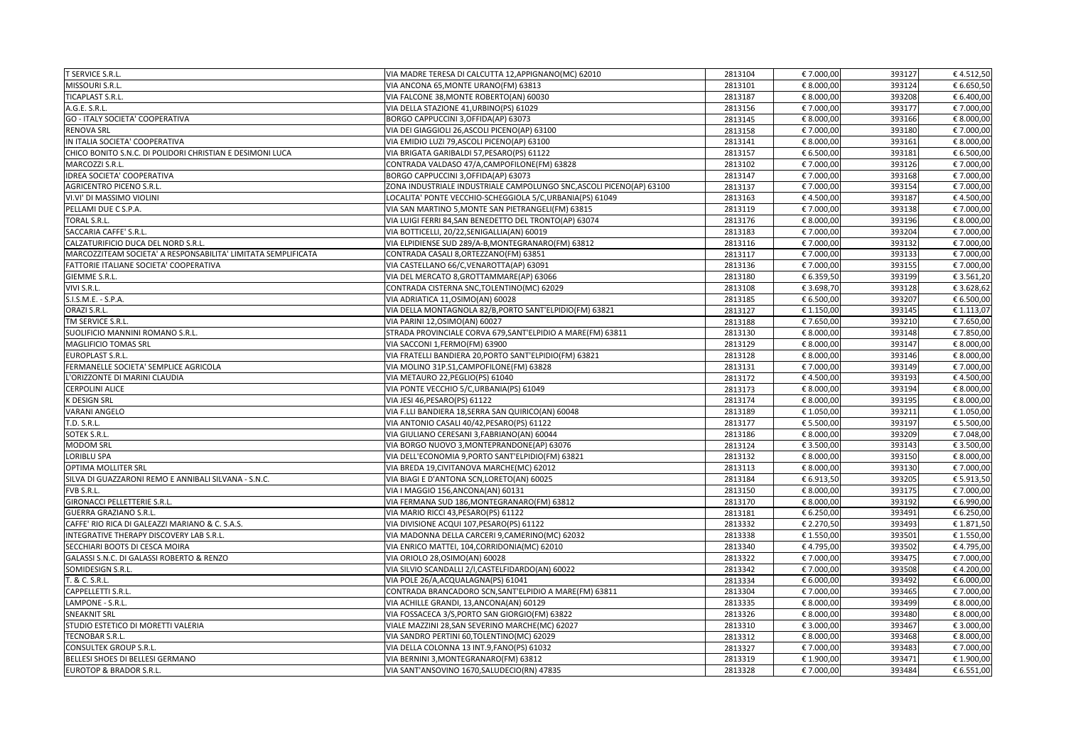| | | | | | |
|---|---|---|---|---|---|
| T SERVICE S.R.L. | VIA MADRE TERESA DI CALCUTTA 12,APPIGNANO(MC) 62010 | 2813104 | € 7.000,00 | 393127 | € 4.512,50 |
| MISSOURI S.R.L. | VIA ANCONA 65,MONTE URANO(FM) 63813 | 2813101 | € 8.000,00 | 393124 | € 6.650,50 |
| TICAPLAST S.R.L. | VIA FALCONE 38,MONTE ROBERTO(AN) 60030 | 2813187 | € 8.000,00 | 393208 | € 6.400,00 |
| A.G.E. S.R.L. | VIA DELLA STAZIONE 41,URBINO(PS) 61029 | 2813156 | € 7.000,00 | 393177 | € 7.000,00 |
| GO - ITALY SOCIETA' COOPERATIVA | BORGO CAPPUCCINI 3,OFFIDA(AP) 63073 | 2813145 | € 8.000,00 | 393166 | € 8.000,00 |
| RENOVA SRL | VIA DEI GIAGGIOLI 26,ASCOLI PICENO(AP) 63100 | 2813158 | € 7.000,00 | 393180 | € 7.000,00 |
| IN ITALIA SOCIETA' COOPERATIVA | VIA EMIDIO LUZI 79,ASCOLI PICENO(AP) 63100 | 2813141 | € 8.000,00 | 393161 | € 8.000,00 |
| CHICO BONITO S.N.C. DI POLIDORI CHRISTIAN E DESIMONI LUCA | VIA BRIGATA GARIBALDI 57,PESARO(PS) 61122 | 2813157 | € 6.500,00 | 393181 | € 6.500,00 |
| MARCOZZI S.R.L. | CONTRADA VALDASO 47/A,CAMPOFILONE(FM) 63828 | 2813102 | € 7.000,00 | 393126 | € 7.000,00 |
| IDREA SOCIETA' COOPERATIVA | BORGO CAPPUCCINI 3,OFFIDA(AP) 63073 | 2813147 | € 7.000,00 | 393168 | € 7.000,00 |
| AGRICENTRO PICENO S.R.L. | ZONA INDUSTRIALE INDUSTRIALE CAMPOLUNGO SNC,ASCOLI PICENO(AP) 63100 | 2813137 | € 7.000,00 | 393154 | € 7.000,00 |
| VI.VI' DI MASSIMO VIOLINI | LOCALITA' PONTE VECCHIO-SCHEGGIOLA 5/C,URBANIA(PS) 61049 | 2813163 | € 4.500,00 | 393187 | € 4.500,00 |
| PELLAMI DUE C S.P.A. | VIA SAN MARTINO 5,MONTE SAN PIETRANGELI(FM) 63815 | 2813119 | € 7.000,00 | 393138 | € 7.000,00 |
| TORAL S.R.L. | VIA LUIGI FERRI 84,SAN BENEDETTO DEL TRONTO(AP) 63074 | 2813176 | € 8.000,00 | 393196 | € 8.000,00 |
| SACCARIA CAFFE' S.R.L. | VIA BOTTICELLI, 20/22,SENIGALLIA(AN) 60019 | 2813183 | € 7.000,00 | 393204 | € 7.000,00 |
| CALZATURIFICIO DUCA DEL NORD S.R.L. | VIA ELPIDIENSE SUD 289/A-B,MONTEGRANARO(FM) 63812 | 2813116 | € 7.000,00 | 393132 | € 7.000,00 |
| MARCOZZITEAM SOCIETA' A RESPONSABILITA' LIMITATA SEMPLIFICATA | CONTRADA CASALI 8,ORTEZZANO(FM) 63851 | 2813117 | € 7.000,00 | 393133 | € 7.000,00 |
| FATTORIE ITALIANE SOCIETA' COOPERATIVA | VIA CASTELLANO 66/C,VENAROTTA(AP) 63091 | 2813136 | € 7.000,00 | 393155 | € 7.000,00 |
| GIEMME S.R.L. | VIA DEL MERCATO 8,GROTTAMMARE(AP) 63066 | 2813180 | € 6.359,50 | 393199 | € 3.561,20 |
| VIVI S.R.L. | CONTRADA CISTERNA SNC,TOLENTINO(MC) 62029 | 2813108 | € 3.698,70 | 393128 | € 3.628,62 |
| S.I.S.M.E. - S.P.A. | VIA ADRIATICA 11,OSIMO(AN) 60028 | 2813185 | € 6.500,00 | 393207 | € 6.500,00 |
| ORAZI S.R.L. | VIA DELLA MONTAGNOLA 82/B,PORTO SANT'ELPIDIO(FM) 63821 | 2813127 | € 1.150,00 | 393145 | € 1.113,07 |
| TM SERVICE S.R.L. | VIA PARINI 12,OSIMO(AN) 60027 | 2813188 | € 7.650,00 | 393210 | € 7.650,00 |
| SUOLIFICIO MANNINI ROMANO S.R.L. | STRADA PROVINCIALE CORVA 679,SANT'ELPIDIO A MARE(FM) 63811 | 2813130 | € 8.000,00 | 393148 | € 7.850,00 |
| MAGLIFICIO TOMAS SRL | VIA SACCONI 1,FERMO(FM) 63900 | 2813129 | € 8.000,00 | 393147 | € 8.000,00 |
| EUROPLAST S.R.L. | VIA FRATELLI BANDIERA 20,PORTO SANT'ELPIDIO(FM) 63821 | 2813128 | € 8.000,00 | 393146 | € 8.000,00 |
| FERMANELLE SOCIETA' SEMPLICE AGRICOLA | VIA MOLINO 31P.S1,CAMPOFILONE(FM) 63828 | 2813131 | € 7.000,00 | 393149 | € 7.000,00 |
| L'ORIZZONTE DI MARINI CLAUDIA | VIA METAURO 22,PEGLIO(PS) 61040 | 2813172 | € 4.500,00 | 393193 | € 4.500,00 |
| CERPOLINI ALICE | VIA PONTE VECCHIO 5/C,URBANIA(PS) 61049 | 2813173 | € 8.000,00 | 393194 | € 8.000,00 |
| K DESIGN SRL | VIA JESI 46,PESARO(PS) 61122 | 2813174 | € 8.000,00 | 393195 | € 8.000,00 |
| VARANI ANGELO | VIA F.LLI BANDIERA 18,SERRA SAN QUIRICO(AN) 60048 | 2813189 | € 1.050,00 | 393211 | € 1.050,00 |
| T.D. S.R.L. | VIA ANTONIO CASALI 40/42,PESARO(PS) 61122 | 2813177 | € 5.500,00 | 393197 | € 5.500,00 |
| SOTEK S.R.L. | VIA GIULIANO CERESANI 3,FABRIANO(AN) 60044 | 2813186 | € 8.000,00 | 393209 | € 7.048,00 |
| MODOM SRL | VIA BORGO NUOVO 3,MONTEPRANDONE(AP) 63076 | 2813124 | € 3.500,00 | 393143 | € 3.500,00 |
| LORIBLU SPA | VIA DELL'ECONOMIA 9,PORTO SANT'ELPIDIO(FM) 63821 | 2813132 | € 8.000,00 | 393150 | € 8.000,00 |
| OPTIMA MOLLITER SRL | VIA BREDA 19,CIVITANOVA MARCHE(MC) 62012 | 2813113 | € 8.000,00 | 393130 | € 7.000,00 |
| SILVA DI GUAZZARONI REMO E ANNIBALI SILVANA - S.N.C. | VIA BIAGI E D'ANTONA SCN,LORETO(AN) 60025 | 2813184 | € 6.913,50 | 393205 | € 5.913,50 |
| FVB S.R.L. | VIA I MAGGIO 156,ANCONA(AN) 60131 | 2813150 | € 8.000,00 | 393175 | € 7.000,00 |
| GIRONACCI PELLETTERIE S.R.L. | VIA FERMANA SUD 186,MONTEGRANARO(FM) 63812 | 2813170 | € 8.000,00 | 393192 | € 6.990,00 |
| GUERRA GRAZIANO S.R.L. | VIA MARIO RICCI 43,PESARO(PS) 61122 | 2813181 | € 6.250,00 | 393491 | € 6.250,00 |
| CAFFE' RIO RICA DI GALEAZZI MARIANO & C. S.A.S. | VIA DIVISIONE ACQUI 107,PESARO(PS) 61122 | 2813332 | € 2.270,50 | 393493 | € 1.871,50 |
| INTEGRATIVE THERAPY DISCOVERY LAB S.R.L. | VIA MADONNA DELLA CARCERI 9,CAMERINO(MC) 62032 | 2813338 | € 1.550,00 | 393501 | € 1.550,00 |
| SECCHIARI BOOTS DI CESCA MOIRA | VIA ENRICO MATTEI, 104,CORRIDONIA(MC) 62010 | 2813340 | € 4.795,00 | 393502 | € 4.795,00 |
| GALASSI S.N.C. DI GALASSI ROBERTO & RENZO | VIA ORIOLO 28,OSIMO(AN) 60028 | 2813322 | € 7.000,00 | 393475 | € 7.000,00 |
| SOMIDESIGN S.R.L. | VIA SILVIO SCANDALLI 2/I,CASTELFIDARDO(AN) 60022 | 2813342 | € 7.000,00 | 393508 | € 4.200,00 |
| T. & C. S.R.L. | VIA POLE 26/A,ACQUALAGNA(PS) 61041 | 2813334 | € 6.000,00 | 393492 | € 6.000,00 |
| CAPPELLETTI S.R.L. | CONTRADA BRANCADORO SCN,SANT'ELPIDIO A MARE(FM) 63811 | 2813304 | € 7.000,00 | 393465 | € 7.000,00 |
| LAMPONE - S.R.L. | VIA ACHILLE GRANDI, 13,ANCONA(AN) 60129 | 2813335 | € 8.000,00 | 393499 | € 8.000,00 |
| SNEAKNIT SRL | VIA FOSSACECA 3/S,PORTO SAN GIORGIO(FM) 63822 | 2813326 | € 8.000,00 | 393480 | € 8.000,00 |
| STUDIO ESTETICO DI MORETTI VALERIA | VIALE MAZZINI 28,SAN SEVERINO MARCHE(MC) 62027 | 2813310 | € 3.000,00 | 393467 | € 3.000,00 |
| TECNOBAR S.R.L. | VIA SANDRO PERTINI 60,TOLENTINO(MC) 62029 | 2813312 | € 8.000,00 | 393468 | € 8.000,00 |
| CONSULTEK GROUP S.R.L. | VIA DELLA COLONNA 13 INT.9,FANO(PS) 61032 | 2813327 | € 7.000,00 | 393483 | € 7.000,00 |
| BELLESI SHOES DI BELLESI GERMANO | VIA BERNINI 3,MONTEGRANARO(FM) 63812 | 2813319 | € 1.900,00 | 393471 | € 1.900,00 |
| EUROTOP & BRADOR S.R.L. | VIA SANT'ANSOVINO 1670,SALUDECIO(RN) 47835 | 2813328 | € 7.000,00 | 393484 | € 6.551,00 |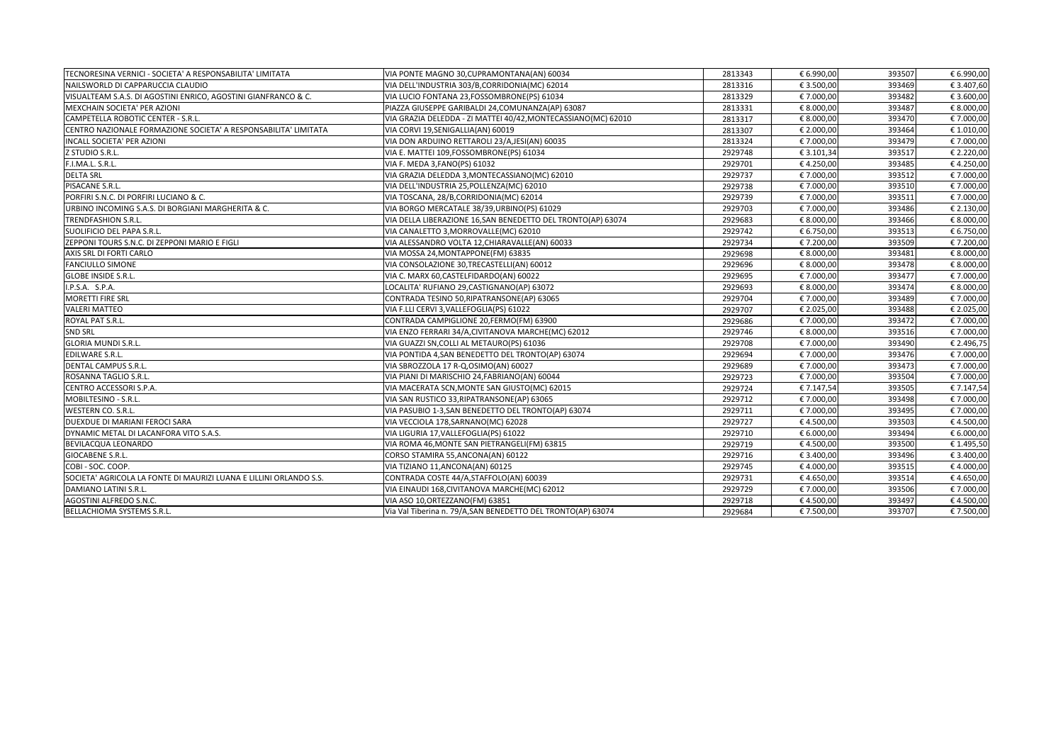| | | | | | |
|---|---|---|---|---|---|
| TECNORESINA VERNICI - SOCIETA' A RESPONSABILITA' LIMITATA | VIA PONTE MAGNO 30,CUPRAMONTANA(AN) 60034 | 2813343 | € 6.990,00 | 393507 | € 6.990,00 |
| NAILSWORLD DI CAPPARUCCIA CLAUDIO | VIA DELL'INDUSTRIA 303/B,CORRIDONIA(MC) 62014 | 2813316 | € 3.500,00 | 393469 | € 3.407,60 |
| VISUALTEAM S.A.S. DI AGOSTINI ENRICO, AGOSTINI GIANFRANCO & C. | VIA LUCIO FONTANA 23,FOSSOMBRONE(PS) 61034 | 2813329 | € 7.000,00 | 393482 | € 3.600,00 |
| MEXCHAIN SOCIETA' PER AZIONI | PIAZZA GIUSEPPE GARIBALDI 24,COMUNANZA(AP) 63087 | 2813331 | € 8.000,00 | 393487 | € 8.000,00 |
| CAMPETELLA ROBOTIC CENTER - S.R.L. | VIA GRAZIA DELEDDA - ZI MATTEI 40/42,MONTECASSIANO(MC) 62010 | 2813317 | € 8.000,00 | 393470 | € 7.000,00 |
| CENTRO NAZIONALE FORMAZIONE SOCIETA' A RESPONSABILITA' LIMITATA | VIA CORVI 19,SENIGALLIA(AN) 60019 | 2813307 | € 2.000,00 | 393464 | € 1.010,00 |
| INCALL SOCIETA' PER AZIONI | VIA DON ARDUINO RETTAROLI 23/A,JESI(AN) 60035 | 2813324 | € 7.000,00 | 393479 | € 7.000,00 |
| Z STUDIO S.R.L. | VIA E. MATTEI 109,FOSSOMBRONE(PS) 61034 | 2929748 | € 3.101,34 | 393517 | € 2.220,00 |
| F.I.MA.L. S.R.L. | VIA F. MEDA 3,FANO(PS) 61032 | 2929701 | € 4.250,00 | 393485 | € 4.250,00 |
| DELTA SRL | VIA GRAZIA DELEDDA 3,MONTECASSIANO(MC) 62010 | 2929737 | € 7.000,00 | 393512 | € 7.000,00 |
| PISACANE S.R.L. | VIA DELL'INDUSTRIA 25,POLLENZA(MC) 62010 | 2929738 | € 7.000,00 | 393510 | € 7.000,00 |
| PORFIRI S.N.C. DI PORFIRI LUCIANO & C. | VIA TOSCANA, 28/B,CORRIDONIA(MC) 62014 | 2929739 | € 7.000,00 | 393511 | € 7.000,00 |
| URBINO INCOMING S.A.S. DI BORGIANI MARGHERITA & C. | VIA BORGO MERCATALE 38/39,URBINO(PS) 61029 | 2929703 | € 7.000,00 | 393486 | € 2.130,00 |
| TRENDFASHION S.R.L. | VIA DELLA LIBERAZIONE 16,SAN BENEDETTO DEL TRONTO(AP) 63074 | 2929683 | € 8.000,00 | 393466 | € 8.000,00 |
| SUOLIFICIO DEL PAPA S.R.L. | VIA CANALETTO 3,MORROVALLE(MC) 62010 | 2929742 | € 6.750,00 | 393513 | € 6.750,00 |
| ZEPPONI TOURS S.N.C. DI ZEPPONI MARIO E FIGLI | VIA ALESSANDRO VOLTA 12,CHIARAVALLE(AN) 60033 | 2929734 | € 7.200,00 | 393509 | € 7.200,00 |
| AXIS SRL DI FORTI CARLO | VIA MOSSA 24,MONTAPPONE(FM) 63835 | 2929698 | € 8.000,00 | 393481 | € 8.000,00 |
| FANCIULLO SIMONE | VIA CONSOLAZIONE 30,TRECASTELLI(AN) 60012 | 2929696 | € 8.000,00 | 393478 | € 8.000,00 |
| GLOBE INSIDE S.R.L. | VIA C. MARX 60,CASTELFIDARDO(AN) 60022 | 2929695 | € 7.000,00 | 393477 | € 7.000,00 |
| I.P.S.A. S.P.A. | LOCALITA' RUFIANO 29,CASTIGNANO(AP) 63072 | 2929693 | € 8.000,00 | 393474 | € 8.000,00 |
| MORETTI FIRE SRL | CONTRADA TESINO 50,RIPATRANSONE(AP) 63065 | 2929704 | € 7.000,00 | 393489 | € 7.000,00 |
| VALERI MATTEO | VIA F.LLI CERVI 3,VALLEFOGLIA(PS) 61022 | 2929707 | € 2.025,00 | 393488 | € 2.025,00 |
| ROYAL PAT S.R.L. | CONTRADA CAMPIGLIONE 20,FERMO(FM) 63900 | 2929686 | € 7.000,00 | 393472 | € 7.000,00 |
| SND SRL | VIA ENZO FERRARI 34/A,CIVITANOVA MARCHE(MC) 62012 | 2929746 | € 8.000,00 | 393516 | € 7.000,00 |
| GLORIA MUNDI S.R.L. | VIA GUAZZI SN,COLLI AL METAURO(PS) 61036 | 2929708 | € 7.000,00 | 393490 | € 2.496,75 |
| EDILWARE S.R.L. | VIA PONTIDA 4,SAN BENEDETTO DEL TRONTO(AP) 63074 | 2929694 | € 7.000,00 | 393476 | € 7.000,00 |
| DENTAL CAMPUS S.R.L. | VIA SBROZZOLA 17 R-Q,OSIMO(AN) 60027 | 2929689 | € 7.000,00 | 393473 | € 7.000,00 |
| ROSANNA TAGLIO S.R.L. | VIA PIANI DI MARISCHIO 24,FABRIANO(AN) 60044 | 2929723 | € 7.000,00 | 393504 | € 7.000,00 |
| CENTRO ACCESSORI S.P.A. | VIA MACERATA SCN,MONTE SAN GIUSTO(MC) 62015 | 2929724 | € 7.147,54 | 393505 | € 7.147,54 |
| MOBILTESINO - S.R.L. | VIA SAN RUSTICO 33,RIPATRANSONE(AP) 63065 | 2929712 | € 7.000,00 | 393498 | € 7.000,00 |
| WESTERN CO. S.R.L. | VIA PASUBIO 1-3,SAN BENEDETTO DEL TRONTO(AP) 63074 | 2929711 | € 7.000,00 | 393495 | € 7.000,00 |
| DUEXDUE DI MARIANI FEROCI SARA | VIA VECCIOLA 178,SARNANO(MC) 62028 | 2929727 | € 4.500,00 | 393503 | € 4.500,00 |
| DYNAMIC METAL DI LACANFORA VITO S.A.S. | VIA LIGURIA 17,VALLEFOGLIA(PS) 61022 | 2929710 | € 6.000,00 | 393494 | € 6.000,00 |
| BEVILACQUA LEONARDO | VIA ROMA 46,MONTE SAN PIETRANGELI(FM) 63815 | 2929719 | € 4.500,00 | 393500 | € 1.495,50 |
| GIOCABENE S.R.L. | CORSO STAMIRA 55,ANCONA(AN) 60122 | 2929716 | € 3.400,00 | 393496 | € 3.400,00 |
| COBI - SOC. COOP. | VIA TIZIANO 11,ANCONA(AN) 60125 | 2929745 | € 4.000,00 | 393515 | € 4.000,00 |
| SOCIETA' AGRICOLA LA FONTE DI MAURIZI LUANA E LILLINI ORLANDO S.S. | CONTRADA COSTE 44/A,STAFFOLO(AN) 60039 | 2929731 | € 4.650,00 | 393514 | € 4.650,00 |
| DAMIANO LATINI S.R.L. | VIA EINAUDI 168,CIVITANOVA MARCHE(MC) 62012 | 2929729 | € 7.000,00 | 393506 | € 7.000,00 |
| AGOSTINI ALFREDO S.N.C. | VIA ASO 10,ORTEZZANO(FM) 63851 | 2929718 | € 4.500,00 | 393497 | € 4.500,00 |
| BELLACHIOMA SYSTEMS S.R.L. | Via Val Tiberina n. 79/A,SAN BENEDETTO DEL TRONTO(AP) 63074 | 2929684 | € 7.500,00 | 393707 | € 7.500,00 |